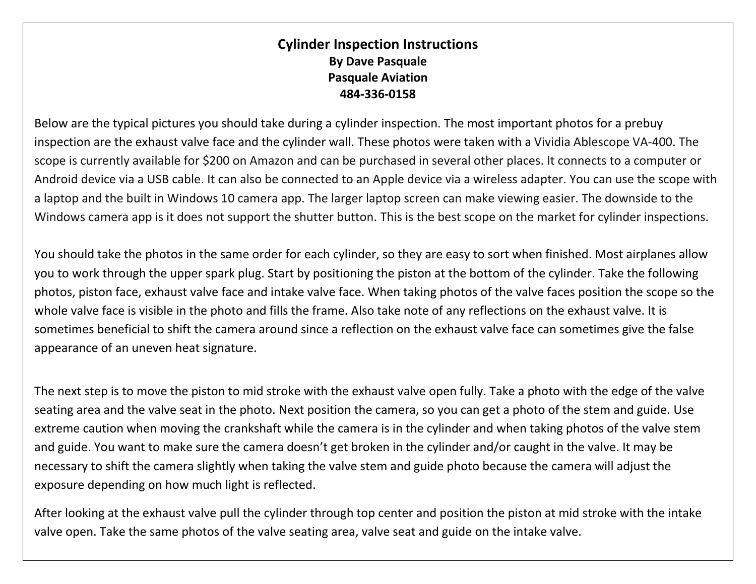# Cylinder Inspection Instructions

**By Dave Pasquale**
**Pasquale Aviation**
**484-336-0158**

Below are the typical pictures you should take during a cylinder inspection. The most important photos for a prebuy inspection are the exhaust valve face and the cylinder wall. These photos were taken with a Vividia Ablescope VA-400. The scope is currently available for $200 on Amazon and can be purchased in several other places. It connects to a computer or Android device via a USB cable. It can also be connected to an Apple device via a wireless adapter. You can use the scope with a laptop and the built in Windows 10 camera app. The larger laptop screen can make viewing easier. The downside to the Windows camera app is it does not support the shutter button. This is the best scope on the market for cylinder inspections.

You should take the photos in the same order for each cylinder, so they are easy to sort when finished. Most airplanes allow you to work through the upper spark plug. Start by positioning the piston at the bottom of the cylinder. Take the following photos, piston face, exhaust valve face and intake valve face. When taking photos of the valve faces position the scope so the whole valve face is visible in the photo and fills the frame. Also take note of any reflections on the exhaust valve. It is sometimes beneficial to shift the camera around since a reflection on the exhaust valve face can sometimes give the false appearance of an uneven heat signature.

The next step is to move the piston to mid stroke with the exhaust valve open fully. Take a photo with the edge of the valve seating area and the valve seat in the photo. Next position the camera, so you can get a photo of the stem and guide. Use extreme caution when moving the crankshaft while the camera is in the cylinder and when taking photos of the valve stem and guide. You want to make sure the camera doesn't get broken in the cylinder and/or caught in the valve. It may be necessary to shift the camera slightly when taking the valve stem and guide photo because the camera will adjust the exposure depending on how much light is reflected.

After looking at the exhaust valve pull the cylinder through top center and position the piston at mid stroke with the intake valve open. Take the same photos of the valve seating area, valve seat and guide on the intake valve.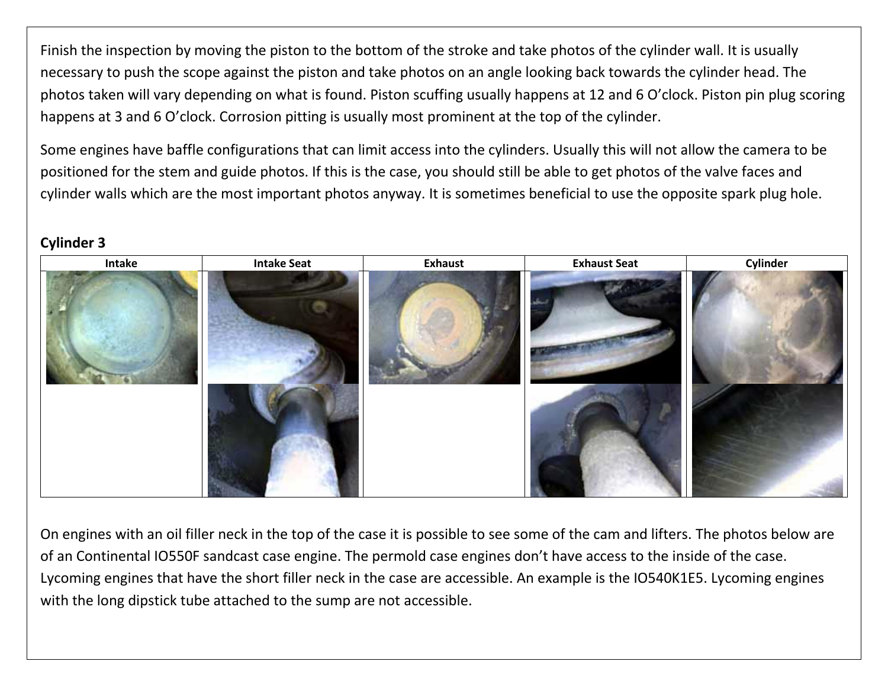Finish the inspection by moving the piston to the bottom of the stroke and take photos of the cylinder wall. It is usually necessary to push the scope against the piston and take photos on an angle looking back towards the cylinder head. The photos taken will vary depending on what is found. Piston scuffing usually happens at 12 and 6 O'clock. Piston pin plug scoring happens at 3 and 6 O'clock. Corrosion pitting is usually most prominent at the top of the cylinder.

Some engines have baffle configurations that can limit access into the cylinders. Usually this will not allow the camera to be positioned for the stem and guide photos. If this is the case, you should still be able to get photos of the valve faces and cylinder walls which are the most important photos anyway. It is sometimes beneficial to use the opposite spark plug hole.

**Cylinder 3**

| Intake | Intake Seat | Exhaust | Exhaust Seat | Cylinder |
|---|---|---|---|---|
| | | | | |

On engines with an oil filler neck in the top of the case it is possible to see some of the cam and lifters. The photos below are of an Continental IO550F sandcast case engine. The permold case engines don't have access to the inside of the case. Lycoming engines that have the short filler neck in the case are accessible. An example is the IO540K1E5. Lycoming engines with the long dipstick tube attached to the sump are not accessible.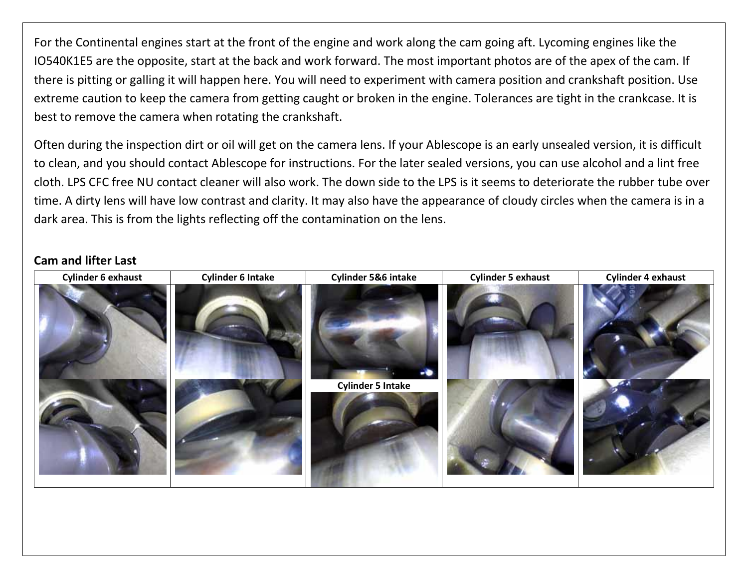For the Continental engines start at the front of the engine and work along the cam going aft. Lycoming engines like the IO540K1E5 are the opposite, start at the back and work forward. The most important photos are of the apex of the cam. If there is pitting or galling it will happen here. You will need to experiment with camera position and crankshaft position. Use extreme caution to keep the camera from getting caught or broken in the engine. Tolerances are tight in the crankcase. It is best to remove the camera when rotating the crankshaft.

Often during the inspection dirt or oil will get on the camera lens. If your Ablescope is an early unsealed version, it is difficult to clean, and you should contact Ablescope for instructions. For the later sealed versions, you can use alcohol and a lint free cloth. LPS CFC free NU contact cleaner will also work. The down side to the LPS is it seems to deteriorate the rubber tube over time. A dirty lens will have low contrast and clarity. It may also have the appearance of cloudy circles when the camera is in a dark area. This is from the lights reflecting off the contamination on the lens.

**Cam and lifter Last**

| Cylinder 6 exhaust | Cylinder 6 Intake | Cylinder 5&6 intake | Cylinder 5 exhaust | Cylinder 4 exhaust |
| --- | --- | --- | --- | --- |
| | | Cylinder 5 Intake | | |